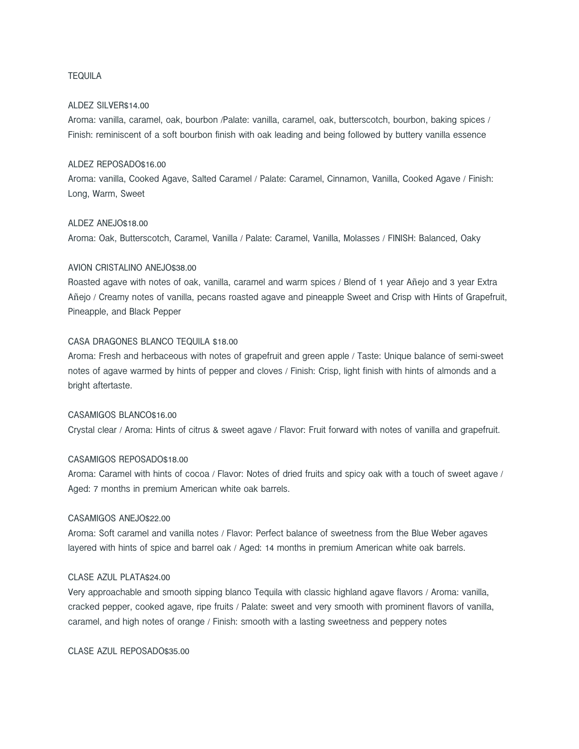# TEQUILA

### ALDEZ SILVER$14.00

Aroma: vanilla, caramel, oak, bourbon /Palate: vanilla, caramel, oak, butterscotch, bourbon, baking spices / Finish: reminiscent of a soft bourbon finish with oak leading and being followed by buttery vanilla essence

### ALDEZ REPOSADO$16.00

Aroma: vanilla, Cooked Agave, Salted Caramel / Palate: Caramel, Cinnamon, Vanilla, Cooked Agave / Finish: Long, Warm, Sweet

### ALDEZ ANEJO$18.00

Aroma: Oak, Butterscotch, Caramel, Vanilla / Palate: Caramel, Vanilla, Molasses / FINISH: Balanced, Oaky

### AVION CRISTALINO ANEJO$38.00

Roasted agave with notes of oak, vanilla, caramel and warm spices / Blend of 1 year Añejo and 3 year Extra Añejo / Creamy notes of vanilla, pecans roasted agave and pineapple Sweet and Crisp with Hints of Grapefruit, Pineapple, and Black Pepper

### CASA DRAGONES BLANCO TEQUILA $18.00

Aroma: Fresh and herbaceous with notes of grapefruit and green apple / Taste: Unique balance of semi-sweet notes of agave warmed by hints of pepper and cloves / Finish: Crisp, light finish with hints of almonds and a bright aftertaste.

### CASAMIGOS BLANCO$16.00

Crystal clear / Aroma: Hints of citrus & sweet agave / Flavor: Fruit forward with notes of vanilla and grapefruit.

### CASAMIGOS REPOSADO$18.00

Aroma: Caramel with hints of cocoa / Flavor: Notes of dried fruits and spicy oak with a touch of sweet agave / Aged: 7 months in premium American white oak barrels.

### CASAMIGOS ANEJO$22.00

Aroma: Soft caramel and vanilla notes / Flavor: Perfect balance of sweetness from the Blue Weber agaves layered with hints of spice and barrel oak / Aged: 14 months in premium American white oak barrels.

### CLASE AZUL PLATA$24.00

Very approachable and smooth sipping blanco Tequila with classic highland agave flavors / Aroma: vanilla, cracked pepper, cooked agave, ripe fruits / Palate: sweet and very smooth with prominent flavors of vanilla, caramel, and high notes of orange / Finish: smooth with a lasting sweetness and peppery notes

### CLASE AZUL REPOSADO$35.00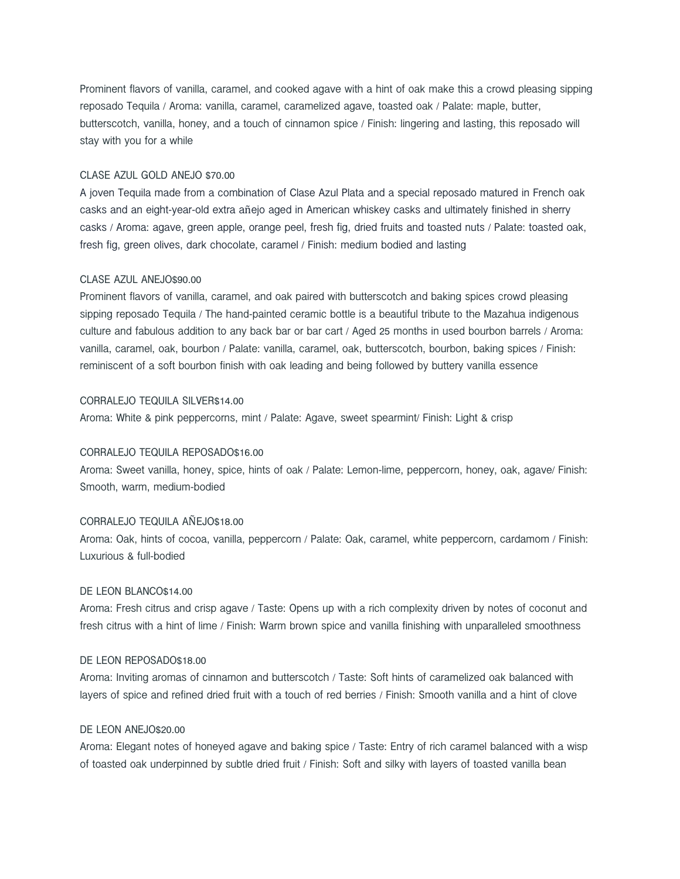Prominent flavors of vanilla, caramel, and cooked agave with a hint of oak make this a crowd pleasing sipping reposado Tequila / Aroma: vanilla, caramel, caramelized agave, toasted oak / Palate: maple, butter, butterscotch, vanilla, honey, and a touch of cinnamon spice / Finish: lingering and lasting, this reposado will stay with you for a while

CLASE AZUL GOLD ANEJO $70.00

A joven Tequila made from a combination of Clase Azul Plata and a special reposado matured in French oak casks and an eight-year-old extra añejo aged in American whiskey casks and ultimately finished in sherry casks / Aroma: agave, green apple, orange peel, fresh fig, dried fruits and toasted nuts / Palate: toasted oak, fresh fig, green olives, dark chocolate, caramel / Finish: medium bodied and lasting

CLASE AZUL ANEJO$90.00

Prominent flavors of vanilla, caramel, and oak paired with butterscotch and baking spices crowd pleasing sipping reposado Tequila / The hand-painted ceramic bottle is a beautiful tribute to the Mazahua indigenous culture and fabulous addition to any back bar or bar cart / Aged 25 months in used bourbon barrels / Aroma: vanilla, caramel, oak, bourbon / Palate: vanilla, caramel, oak, butterscotch, bourbon, baking spices / Finish: reminiscent of a soft bourbon finish with oak leading and being followed by buttery vanilla essence

CORRALEJO TEQUILA SILVER$14.00

Aroma: White & pink peppercorns, mint / Palate: Agave, sweet spearmint/ Finish: Light & crisp

CORRALEJO TEQUILA REPOSADO$16.00

Aroma: Sweet vanilla, honey, spice, hints of oak / Palate: Lemon-lime, peppercorn, honey, oak, agave/ Finish: Smooth, warm, medium-bodied

CORRALEJO TEQUILA AÑEJO$18.00

Aroma: Oak, hints of cocoa, vanilla, peppercorn / Palate: Oak, caramel, white peppercorn, cardamom / Finish: Luxurious & full-bodied

DE LEON BLANCO$14.00

Aroma: Fresh citrus and crisp agave / Taste: Opens up with a rich complexity driven by notes of coconut and fresh citrus with a hint of lime / Finish: Warm brown spice and vanilla finishing with unparalleled smoothness

DE LEON REPOSADO$18.00

Aroma: Inviting aromas of cinnamon and butterscotch / Taste: Soft hints of caramelized oak balanced with layers of spice and refined dried fruit with a touch of red berries / Finish: Smooth vanilla and a hint of clove

DE LEON ANEJO$20.00

Aroma: Elegant notes of honeyed agave and baking spice / Taste: Entry of rich caramel balanced with a wisp of toasted oak underpinned by subtle dried fruit / Finish: Soft and silky with layers of toasted vanilla bean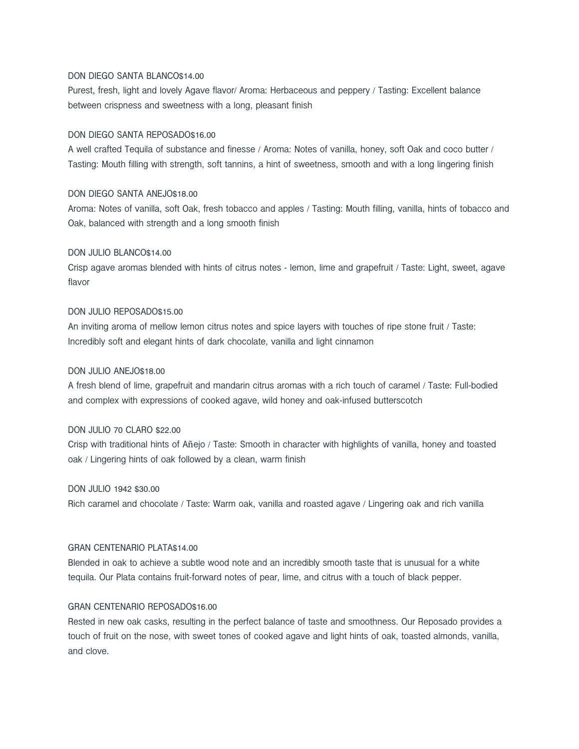DON DIEGO SANTA BLANCO$14.00

Purest, fresh, light and lovely Agave flavor/ Aroma: Herbaceous and peppery / Tasting: Excellent balance between crispness and sweetness with a long, pleasant finish

DON DIEGO SANTA REPOSADO$16.00

A well crafted Tequila of substance and finesse / Aroma: Notes of vanilla, honey, soft Oak and coco butter / Tasting: Mouth filling with strength, soft tannins, a hint of sweetness, smooth and with a long lingering finish

DON DIEGO SANTA ANEJO$18.00

Aroma: Notes of vanilla, soft Oak, fresh tobacco and apples / Tasting: Mouth filling, vanilla, hints of tobacco and Oak, balanced with strength and a long smooth finish

DON JULIO BLANCO$14.00

Crisp agave aromas blended with hints of citrus notes - lemon, lime and grapefruit / Taste: Light, sweet, agave flavor

DON JULIO REPOSADO$15.00

An inviting aroma of mellow lemon citrus notes and spice layers with touches of ripe stone fruit / Taste: Incredibly soft and elegant hints of dark chocolate, vanilla and light cinnamon

DON JULIO ANEJO$18.00

A fresh blend of lime, grapefruit and mandarin citrus aromas with a rich touch of caramel / Taste: Full-bodied and complex with expressions of cooked agave, wild honey and oak-infused butterscotch

DON JULIO 70 CLARO $22.00

Crisp with traditional hints of Añejo / Taste: Smooth in character with highlights of vanilla, honey and toasted oak / Lingering hints of oak followed by a clean, warm finish

DON JULIO 1942 $30.00

Rich caramel and chocolate / Taste: Warm oak, vanilla and roasted agave / Lingering oak and rich vanilla

GRAN CENTENARIO PLATA$14.00

Blended in oak to achieve a subtle wood note and an incredibly smooth taste that is unusual for a white tequila. Our Plata contains fruit-forward notes of pear, lime, and citrus with a touch of black pepper.

GRAN CENTENARIO REPOSADO$16.00

Rested in new oak casks, resulting in the perfect balance of taste and smoothness. Our Reposado provides a touch of fruit on the nose, with sweet tones of cooked agave and light hints of oak, toasted almonds, vanilla, and clove.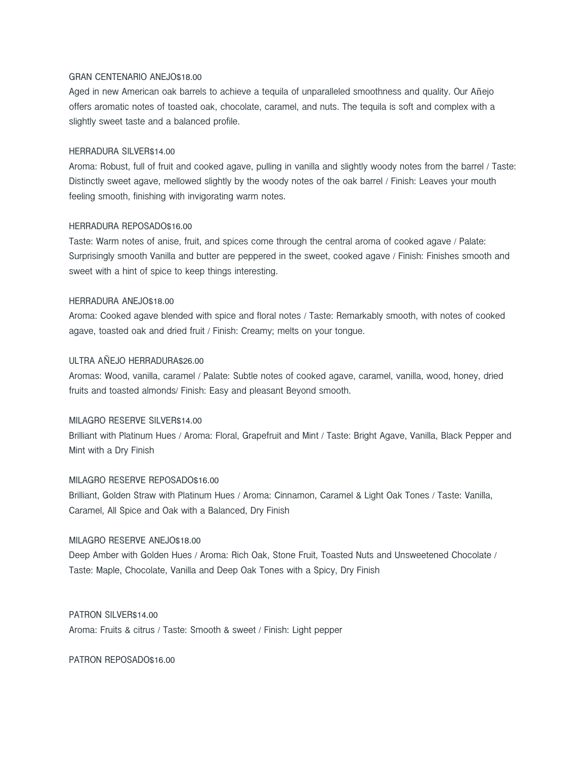GRAN CENTENARIO ANEJO$18.00

Aged in new American oak barrels to achieve a tequila of unparalleled smoothness and quality. Our Añejo offers aromatic notes of toasted oak, chocolate, caramel, and nuts. The tequila is soft and complex with a slightly sweet taste and a balanced profile.

HERRADURA SILVER$14.00

Aroma: Robust, full of fruit and cooked agave, pulling in vanilla and slightly woody notes from the barrel / Taste: Distinctly sweet agave, mellowed slightly by the woody notes of the oak barrel / Finish: Leaves your mouth feeling smooth, finishing with invigorating warm notes.

HERRADURA REPOSADO$16.00

Taste: Warm notes of anise, fruit, and spices come through the central aroma of cooked agave / Palate: Surprisingly smooth Vanilla and butter are peppered in the sweet, cooked agave / Finish: Finishes smooth and sweet with a hint of spice to keep things interesting.

HERRADURA ANEJO$18.00

Aroma: Cooked agave blended with spice and floral notes / Taste: Remarkably smooth, with notes of cooked agave, toasted oak and dried fruit / Finish: Creamy; melts on your tongue.

ULTRA AÑEJO HERRADURA$26.00

Aromas: Wood, vanilla, caramel / Palate: Subtle notes of cooked agave, caramel, vanilla, wood, honey, dried fruits and toasted almonds/ Finish: Easy and pleasant Beyond smooth.

MILAGRO RESERVE SILVER$14.00

Brilliant with Platinum Hues / Aroma: Floral, Grapefruit and Mint / Taste: Bright Agave, Vanilla, Black Pepper and Mint with a Dry Finish

MILAGRO RESERVE REPOSADO$16.00

Brilliant, Golden Straw with Platinum Hues / Aroma: Cinnamon, Caramel & Light Oak Tones / Taste: Vanilla, Caramel, All Spice and Oak with a Balanced, Dry Finish

MILAGRO RESERVE ANEJO$18.00

Deep Amber with Golden Hues / Aroma: Rich Oak, Stone Fruit, Toasted Nuts and Unsweetened Chocolate / Taste: Maple, Chocolate, Vanilla and Deep Oak Tones with a Spicy, Dry Finish

PATRON SILVER$14.00

Aroma: Fruits & citrus / Taste: Smooth & sweet / Finish: Light pepper

PATRON REPOSADO$16.00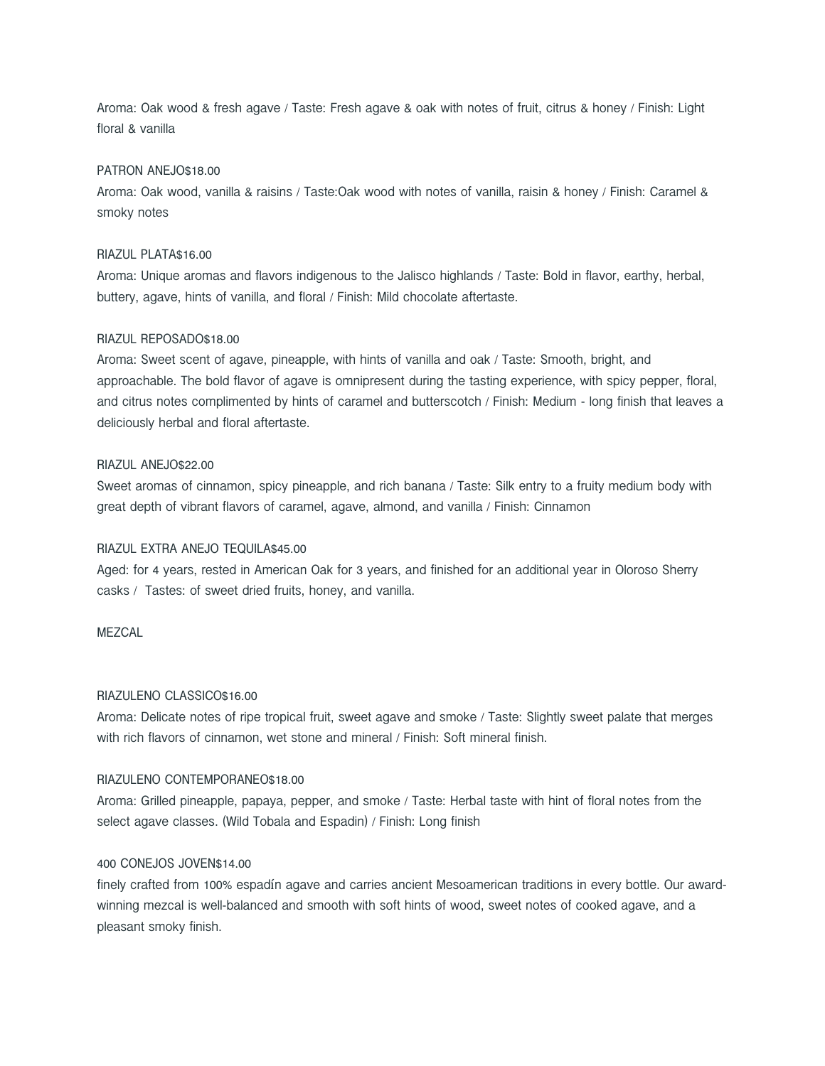Aroma: Oak wood & fresh agave / Taste: Fresh agave & oak with notes of fruit, citrus & honey / Finish: Light floral & vanilla

PATRON ANEJO$18.00

Aroma: Oak wood, vanilla & raisins / Taste:Oak wood with notes of vanilla, raisin & honey / Finish: Caramel & smoky notes

RIAZUL PLATA$16.00

Aroma: Unique aromas and flavors indigenous to the Jalisco highlands / Taste: Bold in flavor, earthy, herbal, buttery, agave, hints of vanilla, and floral / Finish: Mild chocolate aftertaste.

RIAZUL REPOSADO$18.00

Aroma: Sweet scent of agave, pineapple, with hints of vanilla and oak / Taste: Smooth, bright, and approachable. The bold flavor of agave is omnipresent during the tasting experience, with spicy pepper, floral, and citrus notes complimented by hints of caramel and butterscotch / Finish: Medium - long finish that leaves a deliciously herbal and floral aftertaste.

RIAZUL ANEJO$22.00

Sweet aromas of cinnamon, spicy pineapple, and rich banana / Taste: Silk entry to a fruity medium body with great depth of vibrant flavors of caramel, agave, almond, and vanilla / Finish: Cinnamon

RIAZUL EXTRA ANEJO TEQUILA$45.00

Aged: for 4 years, rested in American Oak for 3 years, and finished for an additional year in Oloroso Sherry casks / Tastes: of sweet dried fruits, honey, and vanilla.

MEZCAL

RIAZULENO CLASSICO$16.00

Aroma: Delicate notes of ripe tropical fruit, sweet agave and smoke / Taste: Slightly sweet palate that merges with rich flavors of cinnamon, wet stone and mineral / Finish: Soft mineral finish.

RIAZULENO CONTEMPORANEO$18.00

Aroma: Grilled pineapple, papaya, pepper, and smoke / Taste: Herbal taste with hint of floral notes from the select agave classes. (Wild Tobala and Espadin) / Finish: Long finish

400 CONEJOS JOVEN$14.00

finely crafted from 100% espadín agave and carries ancient Mesoamerican traditions in every bottle. Our award-winning mezcal is well-balanced and smooth with soft hints of wood, sweet notes of cooked agave, and a pleasant smoky finish.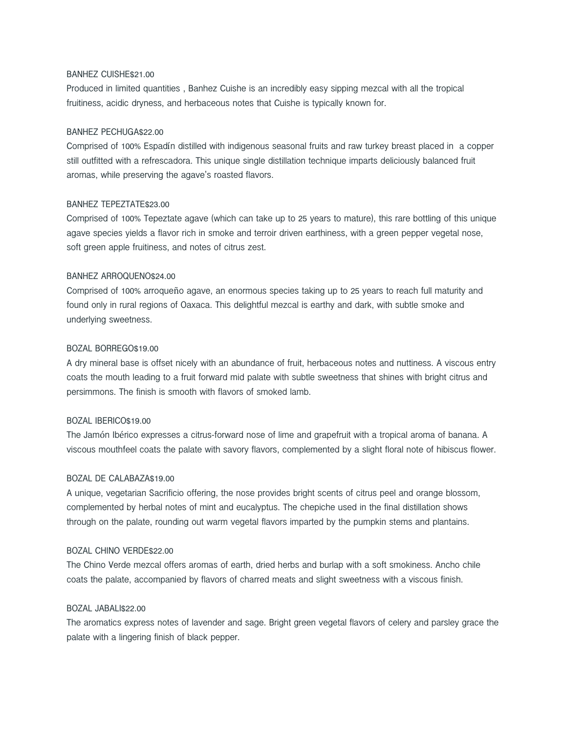BANHEZ CUISHE$21.00

Produced in limited quantities , Banhez Cuishe is an incredibly easy sipping mezcal with all the tropical fruitiness, acidic dryness, and herbaceous notes that Cuishe is typically known for.

BANHEZ PECHUGA$22.00

Comprised of 100% Espadín distilled with indigenous seasonal fruits and raw turkey breast placed in  a copper still outfitted with a refrescadora. This unique single distillation technique imparts deliciously balanced fruit aromas, while preserving the agave's roasted flavors.

BANHEZ TEPEZTATE$23.00

Comprised of 100% Tepeztate agave (which can take up to 25 years to mature), this rare bottling of this unique agave species yields a flavor rich in smoke and terroir driven earthiness, with a green pepper vegetal nose, soft green apple fruitiness, and notes of citrus zest.

BANHEZ ARROQUENO$24.00

Comprised of 100% arroqueño agave, an enormous species taking up to 25 years to reach full maturity and found only in rural regions of Oaxaca. This delightful mezcal is earthy and dark, with subtle smoke and underlying sweetness.

BOZAL BORREGO$19.00

A dry mineral base is offset nicely with an abundance of fruit, herbaceous notes and nuttiness. A viscous entry coats the mouth leading to a fruit forward mid palate with subtle sweetness that shines with bright citrus and persimmons. The finish is smooth with flavors of smoked lamb.

BOZAL IBERICO$19.00

The Jamón Ibérico expresses a citrus-forward nose of lime and grapefruit with a tropical aroma of banana. A viscous mouthfeel coats the palate with savory flavors, complemented by a slight floral note of hibiscus flower.

BOZAL DE CALABAZA$19.00

A unique, vegetarian Sacrificio offering, the nose provides bright scents of citrus peel and orange blossom, complemented by herbal notes of mint and eucalyptus. The chepiche used in the final distillation shows through on the palate, rounding out warm vegetal flavors imparted by the pumpkin stems and plantains.

BOZAL CHINO VERDE$22.00

The Chino Verde mezcal offers aromas of earth, dried herbs and burlap with a soft smokiness. Ancho chile coats the palate, accompanied by flavors of charred meats and slight sweetness with a viscous finish.

BOZAL JABALI$22.00

The aromatics express notes of lavender and sage. Bright green vegetal flavors of celery and parsley grace the palate with a lingering finish of black pepper.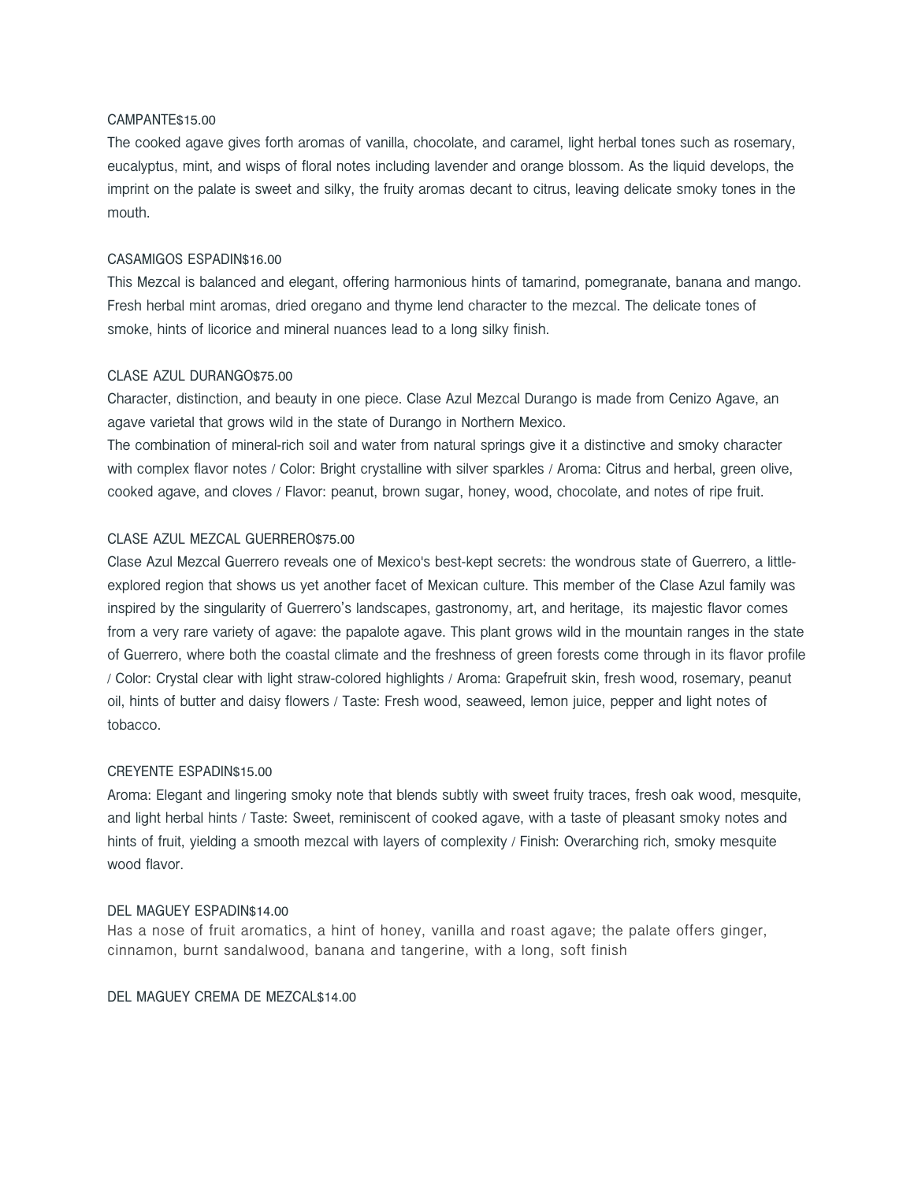CAMPANTE$15.00

The cooked agave gives forth aromas of vanilla, chocolate, and caramel, light herbal tones such as rosemary, eucalyptus, mint, and wisps of floral notes including lavender and orange blossom. As the liquid develops, the imprint on the palate is sweet and silky, the fruity aromas decant to citrus, leaving delicate smoky tones in the mouth.

CASAMIGOS ESPADIN$16.00

This Mezcal is balanced and elegant, offering harmonious hints of tamarind, pomegranate, banana and mango. Fresh herbal mint aromas, dried oregano and thyme lend character to the mezcal. The delicate tones of smoke, hints of licorice and mineral nuances lead to a long silky finish.

CLASE AZUL DURANGO$75.00

Character, distinction, and beauty in one piece. Clase Azul Mezcal Durango is made from Cenizo Agave, an agave varietal that grows wild in the state of Durango in Northern Mexico.
The combination of mineral-rich soil and water from natural springs give it a distinctive and smoky character with complex flavor notes / Color: Bright crystalline with silver sparkles / Aroma: Citrus and herbal, green olive, cooked agave, and cloves / Flavor: peanut, brown sugar, honey, wood, chocolate, and notes of ripe fruit.

CLASE AZUL MEZCAL GUERRERO$75.00

Clase Azul Mezcal Guerrero reveals one of Mexico's best-kept secrets: the wondrous state of Guerrero, a little-explored region that shows us yet another facet of Mexican culture. This member of the Clase Azul family was inspired by the singularity of Guerrero's landscapes, gastronomy, art, and heritage, its majestic flavor comes from a very rare variety of agave: the papalote agave. This plant grows wild in the mountain ranges in the state of Guerrero, where both the coastal climate and the freshness of green forests come through in its flavor profile / Color: Crystal clear with light straw-colored highlights / Aroma: Grapefruit skin, fresh wood, rosemary, peanut oil, hints of butter and daisy flowers / Taste: Fresh wood, seaweed, lemon juice, pepper and light notes of tobacco.

CREYENTE ESPADIN$15.00

Aroma: Elegant and lingering smoky note that blends subtly with sweet fruity traces, fresh oak wood, mesquite, and light herbal hints / Taste: Sweet, reminiscent of cooked agave, with a taste of pleasant smoky notes and hints of fruit, yielding a smooth mezcal with layers of complexity / Finish: Overarching rich, smoky mesquite wood flavor.

DEL MAGUEY ESPADIN$14.00

Has a nose of fruit aromatics, a hint of honey, vanilla and roast agave; the palate offers ginger, cinnamon, burnt sandalwood, banana and tangerine, with a long, soft finish

DEL MAGUEY CREMA DE MEZCAL$14.00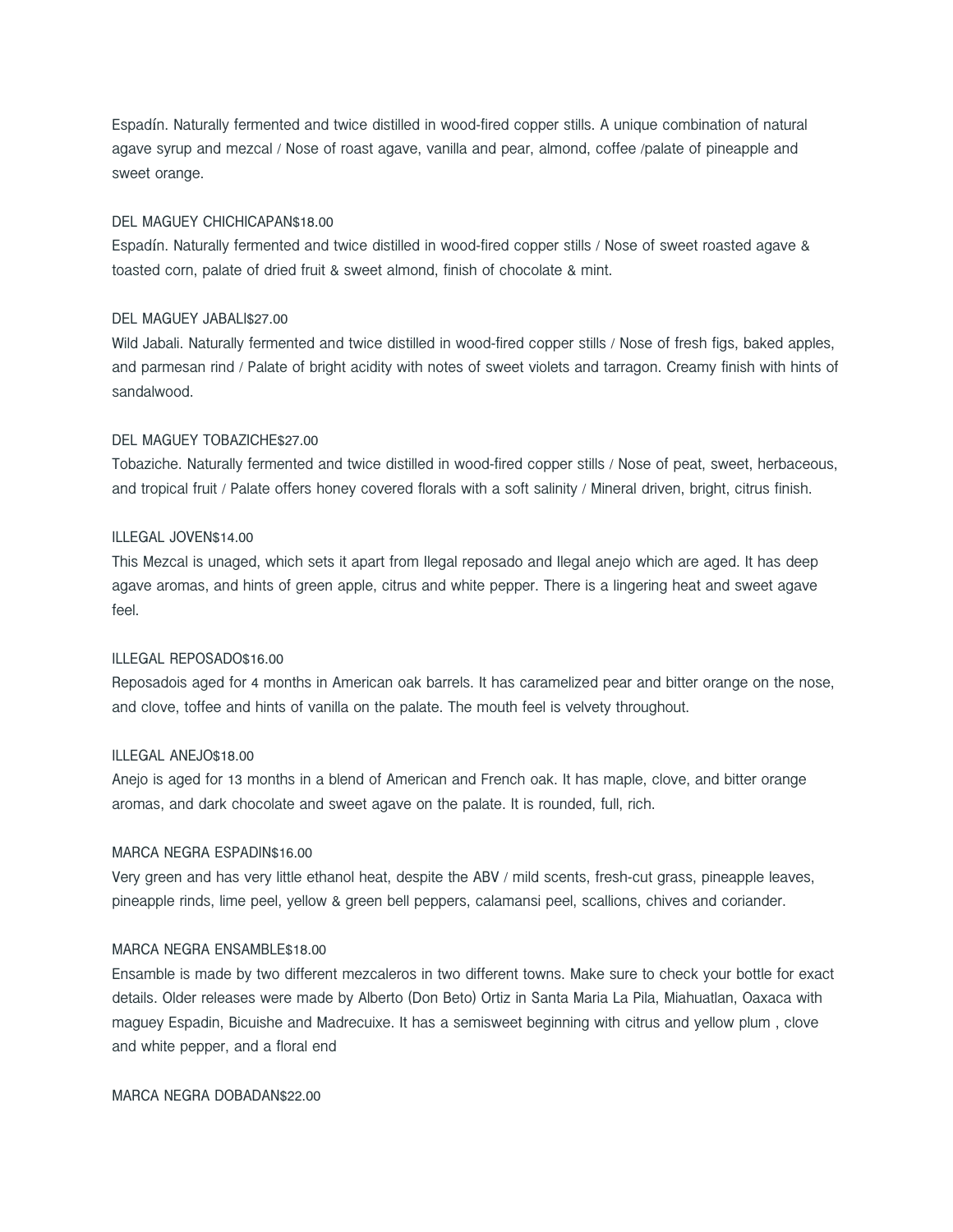Espadín. Naturally fermented and twice distilled in wood-fired copper stills. A unique combination of natural agave syrup and mezcal / Nose of roast agave, vanilla and pear, almond, coffee /palate of pineapple and sweet orange.

DEL MAGUEY CHICHICAPAN$18.00

Espadín. Naturally fermented and twice distilled in wood-fired copper stills / Nose of sweet roasted agave & toasted corn, palate of dried fruit & sweet almond, finish of chocolate & mint.

DEL MAGUEY JABALI$27.00

Wild Jabali. Naturally fermented and twice distilled in wood-fired copper stills / Nose of fresh figs, baked apples, and parmesan rind / Palate of bright acidity with notes of sweet violets and tarragon. Creamy finish with hints of sandalwood.

DEL MAGUEY TOBAZICHE$27.00

Tobaziche. Naturally fermented and twice distilled in wood-fired copper stills / Nose of peat, sweet, herbaceous, and tropical fruit / Palate offers honey covered florals with a soft salinity / Mineral driven, bright, citrus finish.

ILLEGAL JOVEN$14.00

This Mezcal is unaged, which sets it apart from Ilegal reposado and Ilegal anejo which are aged. It has deep agave aromas, and hints of green apple, citrus and white pepper. There is a lingering heat and sweet agave feel.

ILLEGAL REPOSADO$16.00

Reposadois aged for 4 months in American oak barrels. It has caramelized pear and bitter orange on the nose, and clove, toffee and hints of vanilla on the palate. The mouth feel is velvety throughout.

ILLEGAL ANEJO$18.00

Anejo is aged for 13 months in a blend of American and French oak. It has maple, clove, and bitter orange aromas, and dark chocolate and sweet agave on the palate. It is rounded, full, rich.

MARCA NEGRA ESPADIN$16.00

Very green and has very little ethanol heat, despite the ABV / mild scents, fresh-cut grass, pineapple leaves, pineapple rinds, lime peel, yellow & green bell peppers, calamansi peel, scallions, chives and coriander.

MARCA NEGRA ENSAMBLE$18.00

Ensamble is made by two different mezcaleros in two different towns. Make sure to check your bottle for exact details. Older releases were made by Alberto (Don Beto) Ortiz in Santa Maria La Pila, Miahuatlan, Oaxaca with maguey Espadin, Bicuishe and Madrecuixe. It has a semisweet beginning with citrus and yellow plum , clove and white pepper, and a floral end

MARCA NEGRA DOBADAN$22.00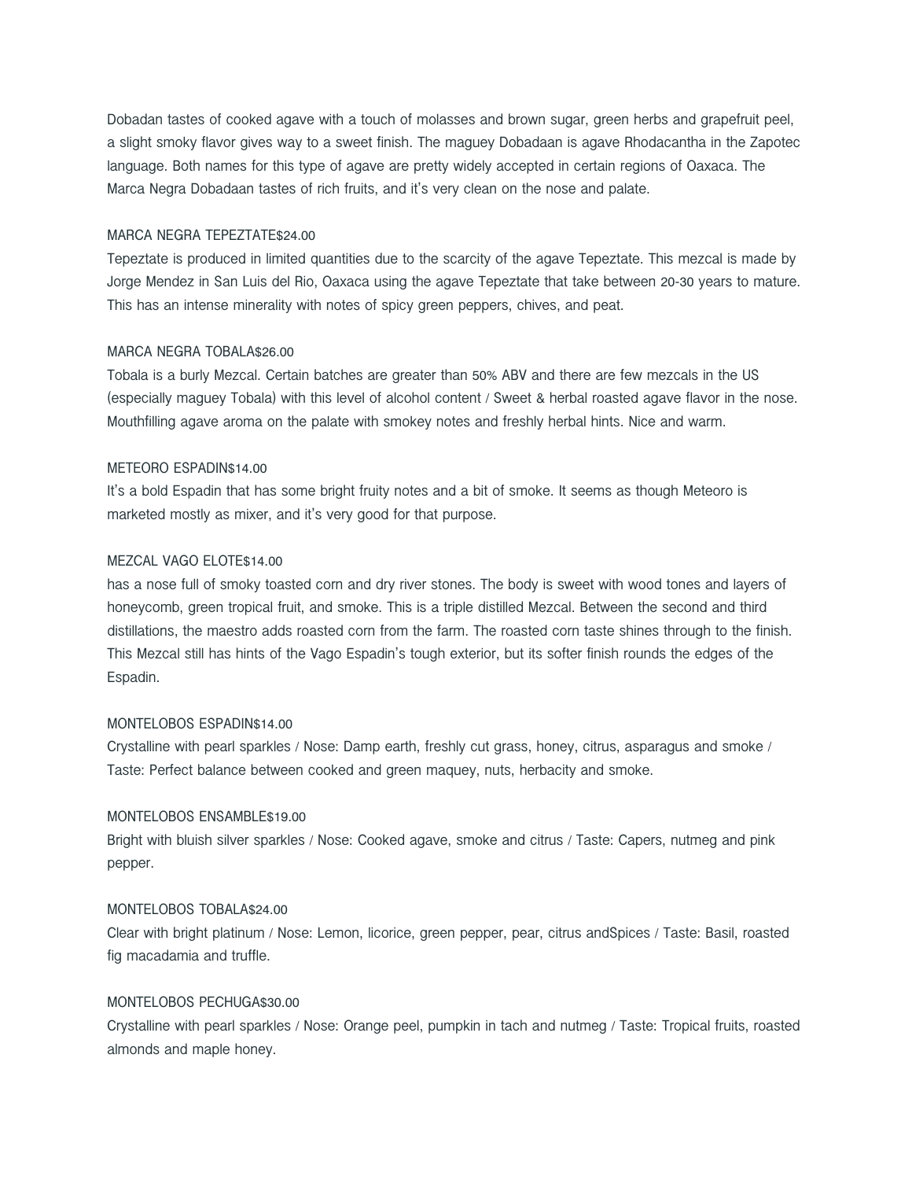Dobadan tastes of cooked agave with a touch of molasses and brown sugar, green herbs and grapefruit peel, a slight smoky flavor gives way to a sweet finish. The maguey Dobadaan is agave Rhodacantha in the Zapotec language. Both names for this type of agave are pretty widely accepted in certain regions of Oaxaca. The Marca Negra Dobadaan tastes of rich fruits, and it's very clean on the nose and palate.

MARCA NEGRA TEPEZTATE$24.00

Tepeztate is produced in limited quantities due to the scarcity of the agave Tepeztate. This mezcal is made by Jorge Mendez in San Luis del Rio, Oaxaca using the agave Tepeztate that take between 20-30 years to mature. This has an intense minerality with notes of spicy green peppers, chives, and peat.

MARCA NEGRA TOBALA$26.00

Tobala is a burly Mezcal. Certain batches are greater than 50% ABV and there are few mezcals in the US (especially maguey Tobala) with this level of alcohol content / Sweet & herbal roasted agave flavor in the nose. Mouthfilling agave aroma on the palate with smokey notes and freshly herbal hints. Nice and warm.

METEORO ESPADIN$14.00

It's a bold Espadin that has some bright fruity notes and a bit of smoke. It seems as though Meteoro is marketed mostly as mixer, and it's very good for that purpose.

MEZCAL VAGO ELOTE$14.00

has a nose full of smoky toasted corn and dry river stones. The body is sweet with wood tones and layers of honeycomb, green tropical fruit, and smoke. This is a triple distilled Mezcal. Between the second and third distillations, the maestro adds roasted corn from the farm. The roasted corn taste shines through to the finish. This Mezcal still has hints of the Vago Espadin's tough exterior, but its softer finish rounds the edges of the Espadin.

MONTELOBOS ESPADIN$14.00

Crystalline with pearl sparkles / Nose: Damp earth, freshly cut grass, honey, citrus, asparagus and smoke / Taste: Perfect balance between cooked and green maquey, nuts, herbacity and smoke.

MONTELOBOS ENSAMBLE$19.00

Bright with bluish silver sparkles / Nose: Cooked agave, smoke and citrus / Taste: Capers, nutmeg and pink pepper.

MONTELOBOS TOBALA$24.00

Clear with bright platinum / Nose: Lemon, licorice, green pepper, pear, citrus andSpices / Taste: Basil, roasted fig macadamia and truffle.

MONTELOBOS PECHUGA$30.00

Crystalline with pearl sparkles / Nose: Orange peel, pumpkin in tach and nutmeg / Taste: Tropical fruits, roasted almonds and maple honey.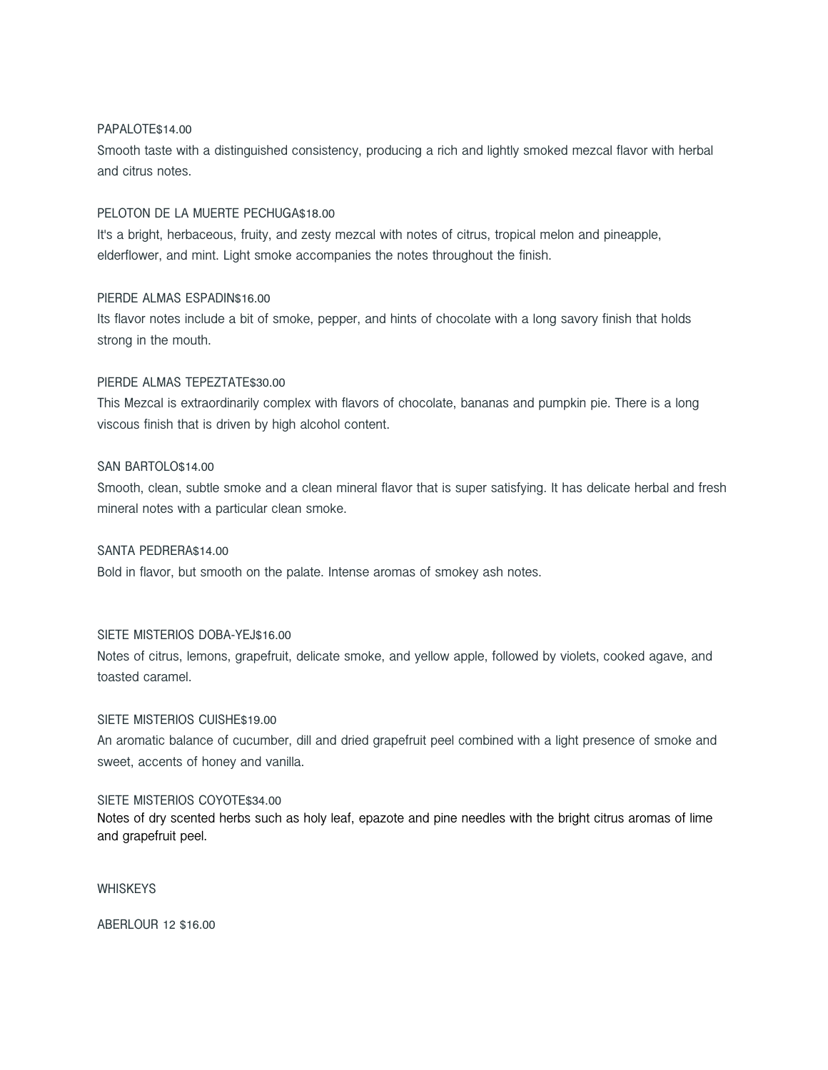PAPALOTE$14.00

Smooth taste with a distinguished consistency, producing a rich and lightly smoked mezcal flavor with herbal and citrus notes.

PELOTON DE LA MUERTE PECHUGA$18.00

It's a bright, herbaceous, fruity, and zesty mezcal with notes of citrus, tropical melon and pineapple, elderflower, and mint. Light smoke accompanies the notes throughout the finish.

PIERDE ALMAS ESPADIN$16.00

Its flavor notes include a bit of smoke, pepper, and hints of chocolate with a long savory finish that holds strong in the mouth.

PIERDE ALMAS TEPEZTATE$30.00

This Mezcal is extraordinarily complex with flavors of chocolate, bananas and pumpkin pie. There is a long viscous finish that is driven by high alcohol content.

SAN BARTOLO$14.00

Smooth, clean, subtle smoke and a clean mineral flavor that is super satisfying. It has delicate herbal and fresh mineral notes with a particular clean smoke.

SANTA PEDRERA$14.00

Bold in flavor, but smooth on the palate. Intense aromas of smokey ash notes.

SIETE MISTERIOS DOBA-YEJ$16.00

Notes of citrus, lemons, grapefruit, delicate smoke, and yellow apple, followed by violets, cooked agave, and toasted caramel.

SIETE MISTERIOS CUISHE$19.00

An aromatic balance of cucumber, dill and dried grapefruit peel combined with a light presence of smoke and sweet, accents of honey and vanilla.

SIETE MISTERIOS COYOTE$34.00

Notes of dry scented herbs such as holy leaf, epazote and pine needles with the bright citrus aromas of lime and grapefruit peel.

WHISKEYS

ABERLOUR 12 $16.00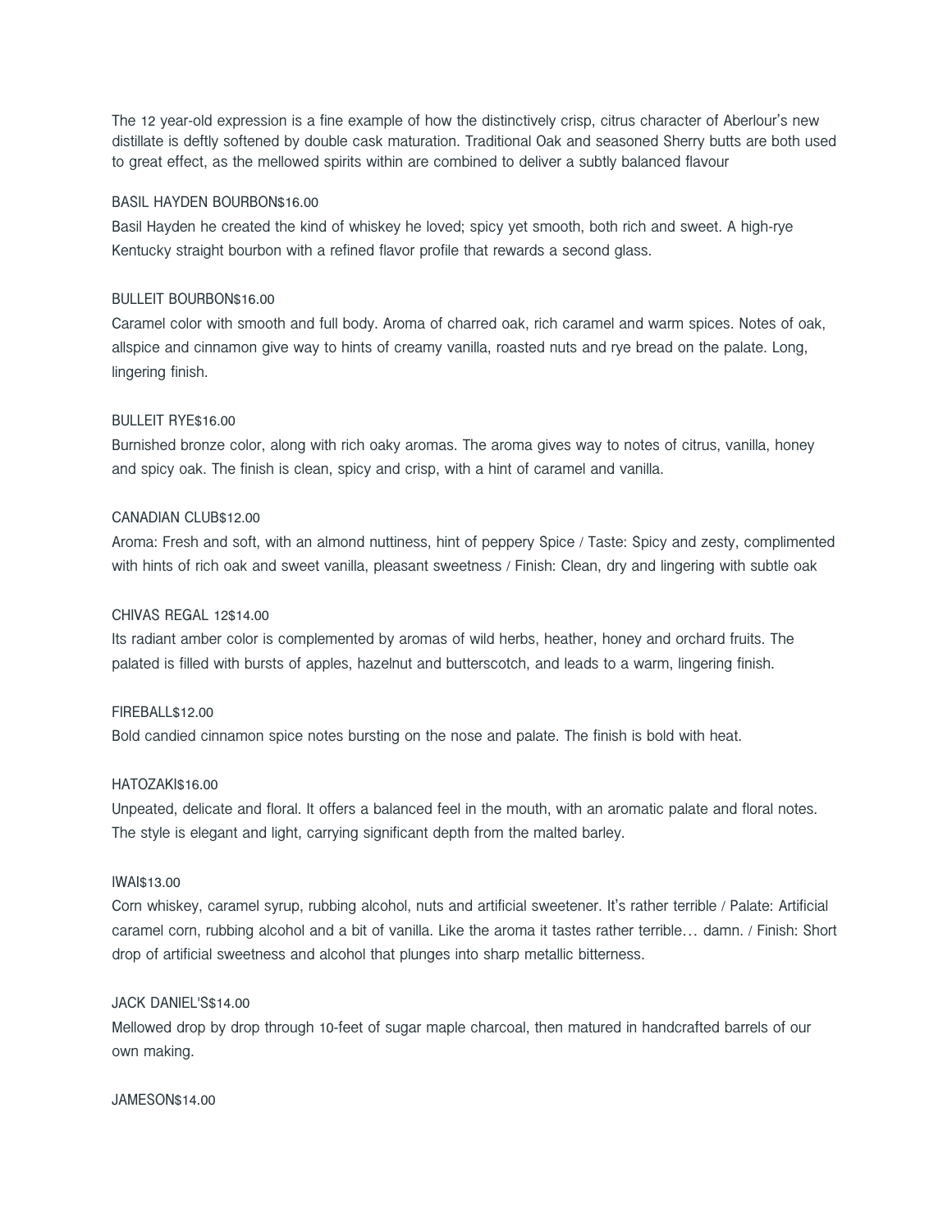The 12 year-old expression is a fine example of how the distinctively crisp, citrus character of Aberlour's new distillate is deftly softened by double cask maturation. Traditional Oak and seasoned Sherry butts are both used to great effect, as the mellowed spirits within are combined to deliver a subtly balanced flavour

BASIL HAYDEN BOURBON$16.00

Basil Hayden he created the kind of whiskey he loved; spicy yet smooth, both rich and sweet. A high-rye Kentucky straight bourbon with a refined flavor profile that rewards a second glass.

BULLEIT BOURBON$16.00

Caramel color with smooth and full body. Aroma of charred oak, rich caramel and warm spices. Notes of oak, allspice and cinnamon give way to hints of creamy vanilla, roasted nuts and rye bread on the palate. Long, lingering finish.

BULLEIT RYE$16.00

Burnished bronze color, along with rich oaky aromas. The aroma gives way to notes of citrus, vanilla, honey and spicy oak. The finish is clean, spicy and crisp, with a hint of caramel and vanilla.

CANADIAN CLUB$12.00

Aroma: Fresh and soft, with an almond nuttiness, hint of peppery Spice / Taste: Spicy and zesty, complimented with hints of rich oak and sweet vanilla, pleasant sweetness / Finish: Clean, dry and lingering with subtle oak

CHIVAS REGAL 12$14.00

Its radiant amber color is complemented by aromas of wild herbs, heather, honey and orchard fruits. The palated is filled with bursts of apples, hazelnut and butterscotch, and leads to a warm, lingering finish.

FIREBALL$12.00

Bold candied cinnamon spice notes bursting on the nose and palate. The finish is bold with heat.

HATOZAKI$16.00

Unpeated, delicate and floral. It offers a balanced feel in the mouth, with an aromatic palate and floral notes. The style is elegant and light, carrying significant depth from the malted barley.

IWAI$13.00

Corn whiskey, caramel syrup, rubbing alcohol, nuts and artificial sweetener. It's rather terrible / Palate: Artificial caramel corn, rubbing alcohol and a bit of vanilla. Like the aroma it tastes rather terrible… damn. / Finish: Short drop of artificial sweetness and alcohol that plunges into sharp metallic bitterness.

JACK DANIEL'S$14.00

Mellowed drop by drop through 10-feet of sugar maple charcoal, then matured in handcrafted barrels of our own making.

JAMESON$14.00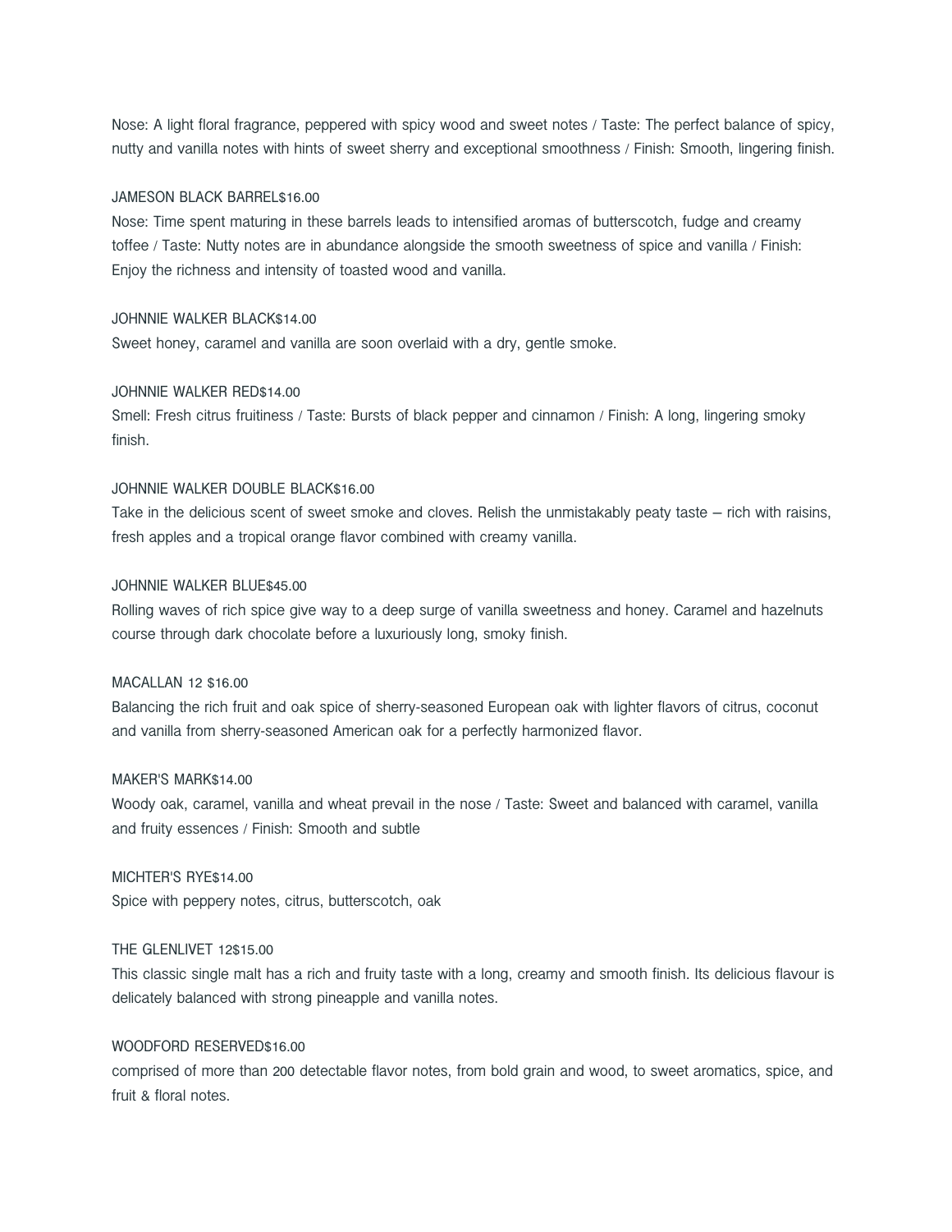Nose: A light floral fragrance, peppered with spicy wood and sweet notes / Taste: The perfect balance of spicy, nutty and vanilla notes with hints of sweet sherry and exceptional smoothness / Finish: Smooth, lingering finish.

JAMESON BLACK BARREL$16.00

Nose: Time spent maturing in these barrels leads to intensified aromas of butterscotch, fudge and creamy toffee / Taste: Nutty notes are in abundance alongside the smooth sweetness of spice and vanilla / Finish: Enjoy the richness and intensity of toasted wood and vanilla.

JOHNNIE WALKER BLACK$14.00

Sweet honey, caramel and vanilla are soon overlaid with a dry, gentle smoke.

JOHNNIE WALKER RED$14.00

Smell: Fresh citrus fruitiness / Taste: Bursts of black pepper and cinnamon / Finish: A long, lingering smoky finish.

JOHNNIE WALKER DOUBLE BLACK$16.00

Take in the delicious scent of sweet smoke and cloves. Relish the unmistakably peaty taste – rich with raisins, fresh apples and a tropical orange flavor combined with creamy vanilla.

JOHNNIE WALKER BLUE$45.00

Rolling waves of rich spice give way to a deep surge of vanilla sweetness and honey. Caramel and hazelnuts course through dark chocolate before a luxuriously long, smoky finish.

MACALLAN 12 $16.00

Balancing the rich fruit and oak spice of sherry-seasoned European oak with lighter flavors of citrus, coconut and vanilla from sherry-seasoned American oak for a perfectly harmonized flavor.

MAKER'S MARK$14.00

Woody oak, caramel, vanilla and wheat prevail in the nose / Taste: Sweet and balanced with caramel, vanilla and fruity essences / Finish: Smooth and subtle

MICHTER'S RYE$14.00

Spice with peppery notes, citrus, butterscotch, oak

THE GLENLIVET 12$15.00

This classic single malt has a rich and fruity taste with a long, creamy and smooth finish. Its delicious flavour is delicately balanced with strong pineapple and vanilla notes.

WOODFORD RESERVED$16.00

comprised of more than 200 detectable flavor notes, from bold grain and wood, to sweet aromatics, spice, and fruit & floral notes.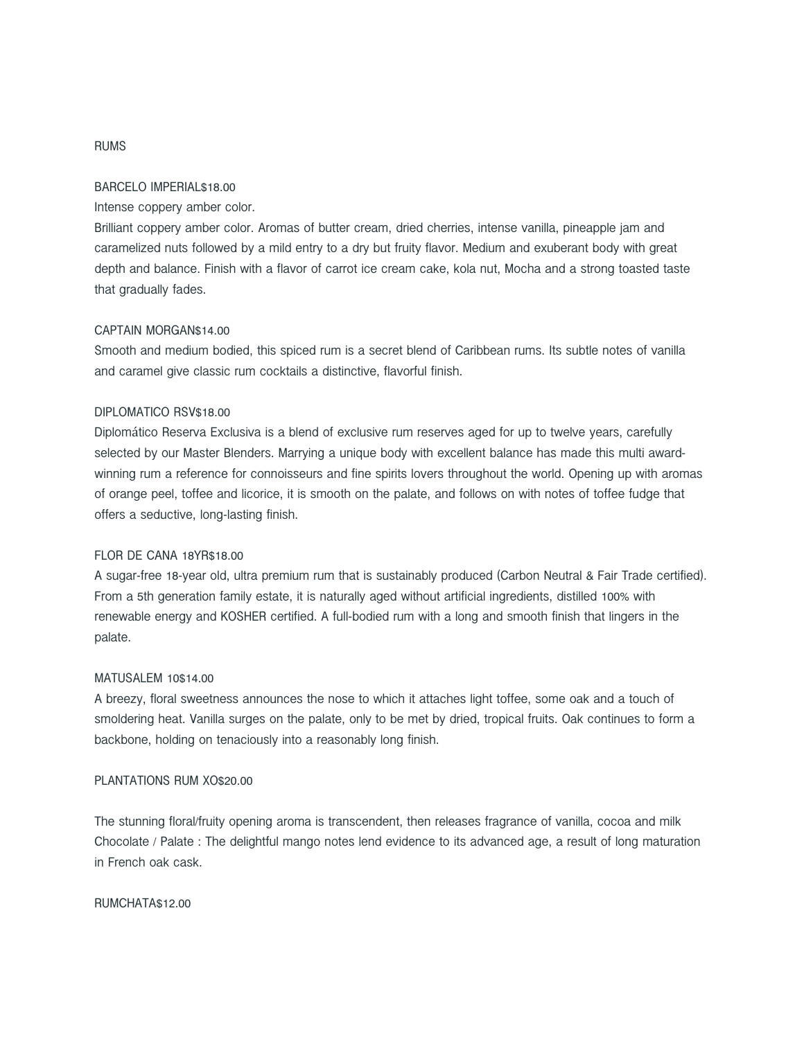## RUMS

### BARCELO IMPERIAL$18.00

Intense coppery amber color.

Brilliant coppery amber color. Aromas of butter cream, dried cherries, intense vanilla, pineapple jam and caramelized nuts followed by a mild entry to a dry but fruity flavor. Medium and exuberant body with great depth and balance. Finish with a flavor of carrot ice cream cake, kola nut, Mocha and a strong toasted taste that gradually fades.

### CAPTAIN MORGAN$14.00

Smooth and medium bodied, this spiced rum is a secret blend of Caribbean rums. Its subtle notes of vanilla and caramel give classic rum cocktails a distinctive, flavorful finish.

### DIPLOMATICO RSV$18.00

Diplomático Reserva Exclusiva is a blend of exclusive rum reserves aged for up to twelve years, carefully selected by our Master Blenders. Marrying a unique body with excellent balance has made this multi award-winning rum a reference for connoisseurs and fine spirits lovers throughout the world. Opening up with aromas of orange peel, toffee and licorice, it is smooth on the palate, and follows on with notes of toffee fudge that offers a seductive, long-lasting finish.

### FLOR DE CANA 18YR$18.00

A sugar-free 18-year old, ultra premium rum that is sustainably produced (Carbon Neutral & Fair Trade certified). From a 5th generation family estate, it is naturally aged without artificial ingredients, distilled 100% with renewable energy and KOSHER certified. A full-bodied rum with a long and smooth finish that lingers in the palate.

### MATUSALEM 10$14.00

A breezy, floral sweetness announces the nose to which it attaches light toffee, some oak and a touch of smoldering heat. Vanilla surges on the palate, only to be met by dried, tropical fruits. Oak continues to form a backbone, holding on tenaciously into a reasonably long finish.

### PLANTATIONS RUM XO$20.00

The stunning floral/fruity opening aroma is transcendent, then releases fragrance of vanilla, cocoa and milk Chocolate / Palate : The delightful mango notes lend evidence to its advanced age, a result of long maturation in French oak cask.

### RUMCHATA$12.00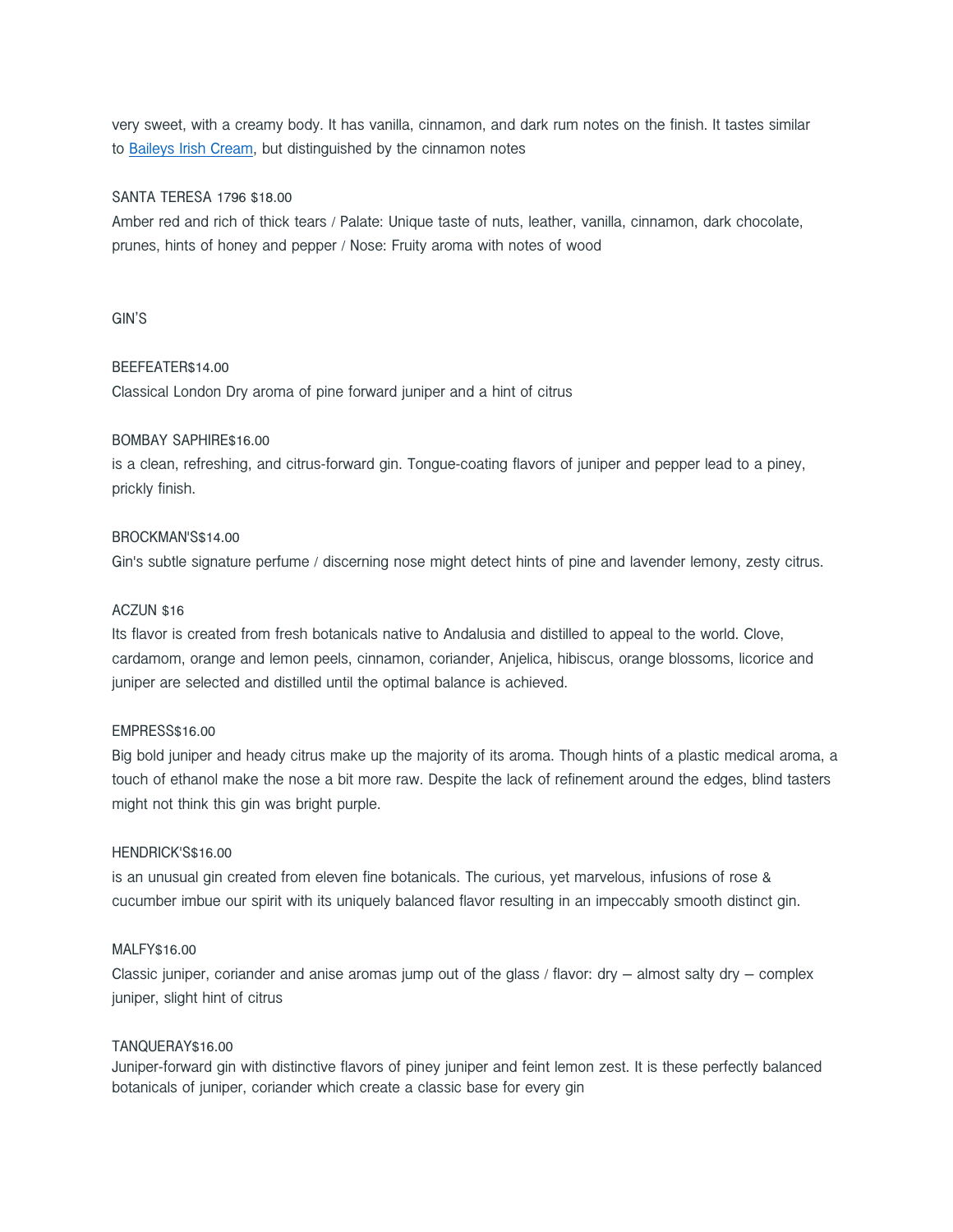very sweet, with a creamy body. It has vanilla, cinnamon, and dark rum notes on the finish. It tastes similar to Baileys Irish Cream, but distinguished by the cinnamon notes

SANTA TERESA 1796 $18.00
Amber red and rich of thick tears / Palate: Unique taste of nuts, leather, vanilla, cinnamon, dark chocolate, prunes, hints of honey and pepper / Nose: Fruity aroma with notes of wood

## GIN'S

BEEFEATER$14.00
Classical London Dry aroma of pine forward juniper and a hint of citrus

BOMBAY SAPHIRE$16.00
is a clean, refreshing, and citrus-forward gin. Tongue-coating flavors of juniper and pepper lead to a piney, prickly finish.

BROCKMAN'S$14.00
Gin's subtle signature perfume / discerning nose might detect hints of pine and lavender lemony, zesty citrus.

ACZUN $16
Its flavor is created from fresh botanicals native to Andalusia and distilled to appeal to the world. Clove, cardamom, orange and lemon peels, cinnamon, coriander, Anjelica, hibiscus, orange blossoms, licorice and juniper are selected and distilled until the optimal balance is achieved.

EMPRESS$16.00
Big bold juniper and heady citrus make up the majority of its aroma. Though hints of a plastic medical aroma, a touch of ethanol make the nose a bit more raw. Despite the lack of refinement around the edges, blind tasters might not think this gin was bright purple.

HENDRICK'S$16.00
is an unusual gin created from eleven fine botanicals. The curious, yet marvelous, infusions of rose & cucumber imbue our spirit with its uniquely balanced flavor resulting in an impeccably smooth distinct gin.

MALFY$16.00
Classic juniper, coriander and anise aromas jump out of the glass / flavor: dry – almost salty dry – complex juniper, slight hint of citrus

TANQUERAY$16.00
Juniper-forward gin with distinctive flavors of piney juniper and feint lemon zest. It is these perfectly balanced botanicals of juniper, coriander which create a classic base for every gin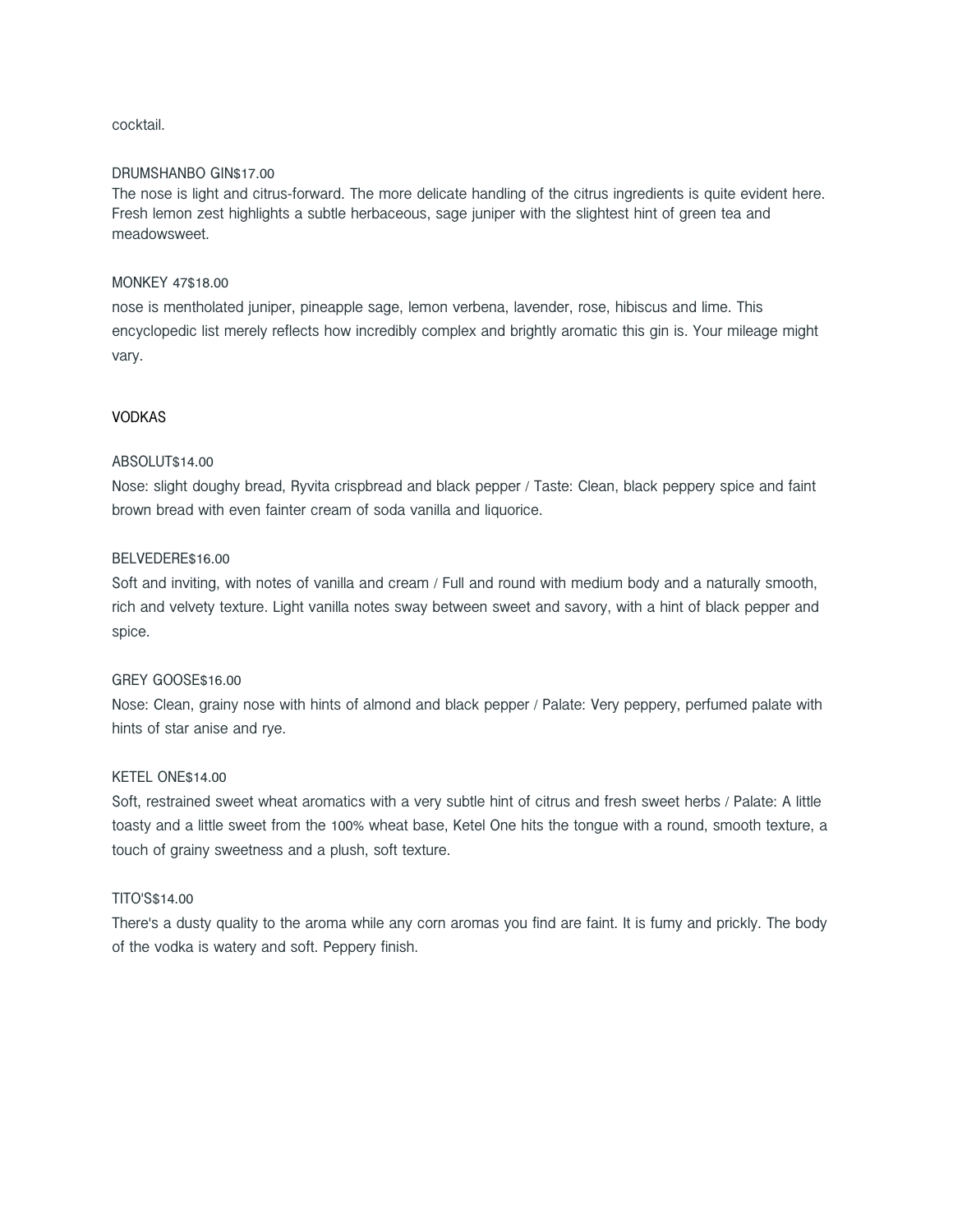cocktail.

DRUMSHANBO GIN$17.00

The nose is light and citrus-forward. The more delicate handling of the citrus ingredients is quite evident here. Fresh lemon zest highlights a subtle herbaceous, sage juniper with the slightest hint of green tea and meadowsweet.

MONKEY 47$18.00

nose is mentholated juniper, pineapple sage, lemon verbena, lavender, rose, hibiscus and lime. This encyclopedic list merely reflects how incredibly complex and brightly aromatic this gin is. Your mileage might vary.

## VODKAS

ABSOLUT$14.00

Nose: slight doughy bread, Ryvita crispbread and black pepper / Taste: Clean, black peppery spice and faint brown bread with even fainter cream of soda vanilla and liquorice.

BELVEDERE$16.00

Soft and inviting, with notes of vanilla and cream / Full and round with medium body and a naturally smooth, rich and velvety texture. Light vanilla notes sway between sweet and savory, with a hint of black pepper and spice.

GREY GOOSE$16.00

Nose: Clean, grainy nose with hints of almond and black pepper / Palate: Very peppery, perfumed palate with hints of star anise and rye.

KETEL ONE$14.00

Soft, restrained sweet wheat aromatics with a very subtle hint of citrus and fresh sweet herbs / Palate: A little toasty and a little sweet from the 100% wheat base, Ketel One hits the tongue with a round, smooth texture, a touch of grainy sweetness and a plush, soft texture.

TITO'S$14.00

There's a dusty quality to the aroma while any corn aromas you find are faint. It is fumy and prickly. The body of the vodka is watery and soft. Peppery finish.